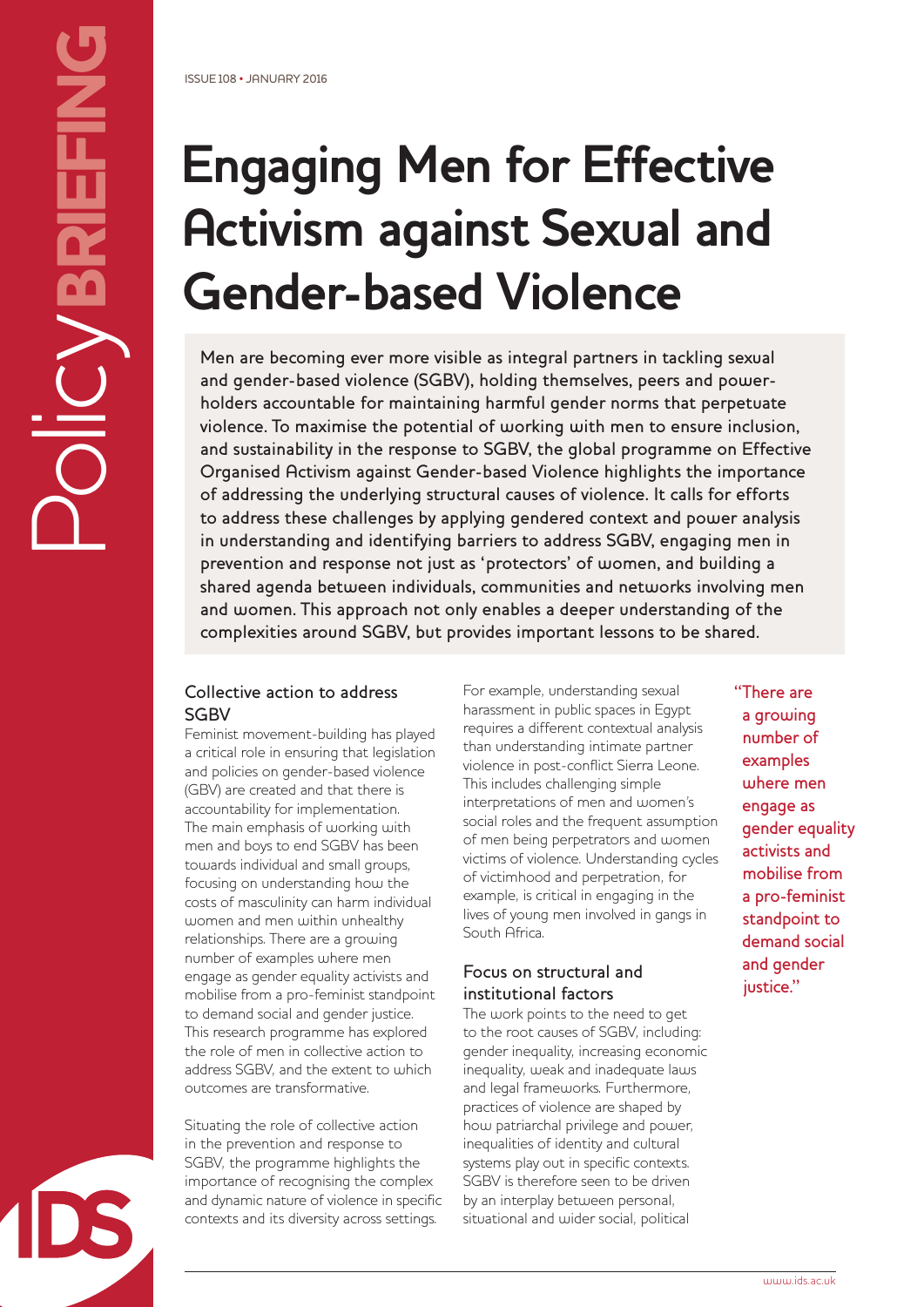ISSUE 108 • JANUARY 2016

# Engaging Men for Effective Activism against Sexual and Gender-based Violence

**Men are becoming ever more visible as integral partners in tackling sexual and gender-based violence (SGBV), holding themselves, peers and power-holders accountable for maintaining harmful gender norms that perpetuate violence. To maximise the potential of working with men to ensure inclusion, and sustainability in the response to SGBV, the global programme on Effective Organised Activism against Gender-based Violence highlights the importance of addressing the underlying structural causes of violence. It calls for efforts to address these challenges by applying gendered context and power analysis in understanding and identifying barriers to address SGBV, engaging men in prevention and response not just as 'protectors' of women, and building a shared agenda between individuals, communities and networks involving men and women. This approach not only enables a deeper understanding of the complexities around SGBV, but provides important lessons to be shared.**

## Collective action to address SGBV

Feminist movement-building has played a critical role in ensuring that legislation and policies on gender-based violence (GBV) are created and that there is accountability for implementation. The main emphasis of working with men and boys to end SGBV has been towards individual and small groups, focusing on understanding how the costs of masculinity can harm individual women and men within unhealthy relationships. There are a growing number of examples where men engage as gender equality activists and mobilise from a pro-feminist standpoint to demand social and gender justice. This research programme has explored the role of men in collective action to address SGBV, and the extent to which outcomes are transformative.

Situating the role of collective action in the prevention and response to SGBV, the programme highlights the importance of recognising the complex and dynamic nature of violence in specific contexts and its diversity across settings. For example, understanding sexual harassment in public spaces in Egypt requires a different contextual analysis than understanding intimate partner violence in post-conflict Sierra Leone. This includes challenging simple interpretations of men and women's social roles and the frequent assumption of men being perpetrators and women victims of violence. Understanding cycles of victimhood and perpetration, for example, is critical in engaging in the lives of young men involved in gangs in South Africa.

## Focus on structural and institutional factors

The work points to the need to get to the root causes of SGBV, including: gender inequality, increasing economic inequality, weak and inadequate laws and legal frameworks. Furthermore, practices of violence are shaped by how patriarchal privilege and power, inequalities of identity and cultural systems play out in specific contexts. SGBV is therefore seen to be driven by an interplay between personal, situational and wider social, political

> "There are a growing number of examples where men engage as gender equality activists and mobilise from a pro-feminist standpoint to demand social and gender justice."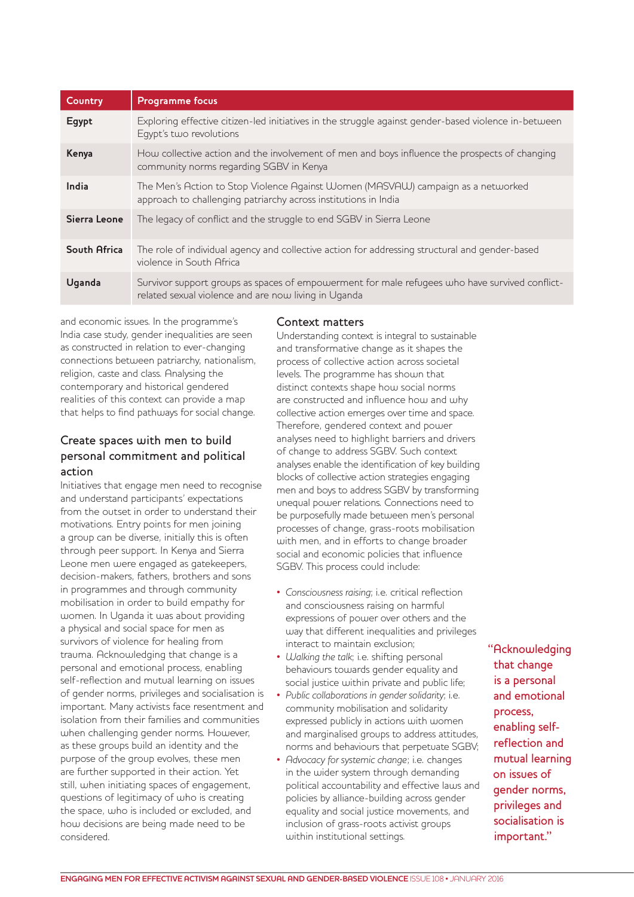| Country | Programme focus |
|---|---|
| **Egypt** | Exploring effective citizen-led initiatives in the struggle against gender-based violence in-between Egypt's two revolutions |
| **Kenya** | How collective action and the involvement of men and boys influence the prospects of changing community norms regarding SGBV in Kenya |
| **India** | The Men's Action to Stop Violence Against Women (MASVAW) campaign as a networked approach to challenging patriarchy across institutions in India |
| **Sierra Leone** | The legacy of conflict and the struggle to end SGBV in Sierra Leone |
| **South Africa** | The role of individual agency and collective action for addressing structural and gender-based violence in South Africa |
| **Uganda** | Survivor support groups as spaces of empowerment for male refugees who have survived conflict-related sexual violence and are now living in Uganda |

and economic issues. In the programme's India case study, gender inequalities are seen as constructed in relation to ever-changing connections between patriarchy, nationalism, religion, caste and class. Analysing the contemporary and historical gendered realities of this context can provide a map that helps to find pathways for social change.

## Create spaces with men to build personal commitment and political action

Initiatives that engage men need to recognise and understand participants' expectations from the outset in order to understand their motivations. Entry points for men joining a group can be diverse, initially this is often through peer support. In Kenya and Sierra Leone men were engaged as gatekeepers, decision-makers, fathers, brothers and sons in programmes and through community mobilisation in order to build empathy for women. In Uganda it was about providing a physical and social space for men as survivors of violence for healing from trauma. Acknowledging that change is a personal and emotional process, enabling self-reflection and mutual learning on issues of gender norms, privileges and socialisation is important. Many activists face resentment and isolation from their families and communities when challenging gender norms. However, as these groups build an identity and the purpose of the group evolves, these men are further supported in their action. Yet still, when initiating spaces of engagement, questions of legitimacy of who is creating the space, who is included or excluded, and how decisions are being made need to be considered.

## Context matters

Understanding context is integral to sustainable and transformative change as it shapes the process of collective action across societal levels. The programme has shown that distinct contexts shape how social norms are constructed and influence how and why collective action emerges over time and space. Therefore, gendered context and power analyses need to highlight barriers and drivers of change to address SGBV. Such context analyses enable the identification of key building blocks of collective action strategies engaging men and boys to address SGBV by transforming unequal power relations. Connections need to be purposefully made between men's personal processes of change, grass-roots mobilisation with men, and in efforts to change broader social and economic policies that influence SGBV. This process could include:

- *Consciousness raising*; i.e. critical reflection and consciousness raising on harmful expressions of power over others and the way that different inequalities and privileges interact to maintain exclusion;
- *Walking the talk*; i.e. shifting personal behaviours towards gender equality and social justice within private and public life;
- *Public collaborations in gender solidarity*; i.e. community mobilisation and solidarity expressed publicly in actions with women and marginalised groups to address attitudes, norms and behaviours that perpetuate SGBV;
- *Advocacy for systemic change*; i.e. changes in the wider system through demanding political accountability and effective laws and policies by alliance-building across gender equality and social justice movements, and inclusion of grass-roots activist groups within institutional settings.

> "Acknowledging that change is a personal and emotional process, enabling self-reflection and mutual learning on issues of gender norms, privileges and socialisation is important."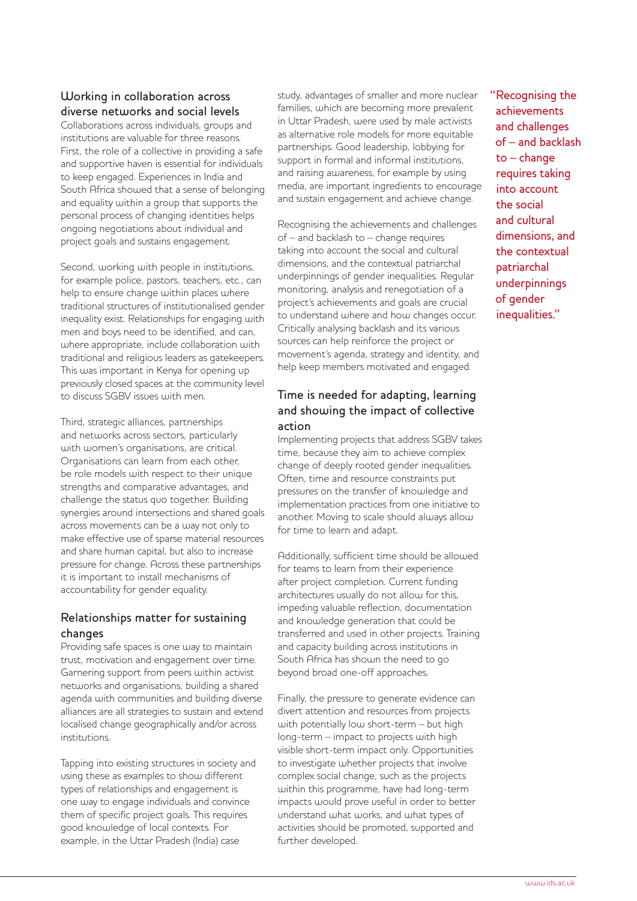## Working in collaboration across diverse networks and social levels

Collaborations across individuals, groups and institutions are valuable for three reasons. First, the role of a collective in providing a safe and supportive haven is essential for individuals to keep engaged. Experiences in India and South Africa showed that a sense of belonging and equality within a group that supports the personal process of changing identities helps ongoing negotiations about individual and project goals and sustains engagement.

Second, working with people in institutions, for example police, pastors, teachers, etc., can help to ensure change within places where traditional structures of institutionalised gender inequality exist. Relationships for engaging with men and boys need to be identified, and can, where appropriate, include collaboration with traditional and religious leaders as gatekeepers. This was important in Kenya for opening up previously closed spaces at the community level to discuss SGBV issues with men.

Third, strategic alliances, partnerships and networks across sectors, particularly with women's organisations, are critical. Organisations can learn from each other, be role models with respect to their unique strengths and comparative advantages, and challenge the status quo together. Building synergies around intersections and shared goals across movements can be a way not only to make effective use of sparse material resources and share human capital, but also to increase pressure for change. Across these partnerships it is important to install mechanisms of accountability for gender equality.

## Relationships matter for sustaining changes

Providing safe spaces is one way to maintain trust, motivation and engagement over time. Garnering support from peers within activist networks and organisations, building a shared agenda with communities and building diverse alliances are all strategies to sustain and extend localised change geographically and/or across institutions.

Tapping into existing structures in society and using these as examples to show different types of relationships and engagement is one way to engage individuals and convince them of specific project goals. This requires good knowledge of local contexts. For example, in the Uttar Pradesh (India) case study, advantages of smaller and more nuclear families, which are becoming more prevalent in Uttar Pradesh, were used by male activists as alternative role models for more equitable partnerships. Good leadership, lobbying for support in formal and informal institutions, and raising awareness, for example by using media, are important ingredients to encourage and sustain engagement and achieve change.

Recognising the achievements and challenges of – and backlash to – change requires taking into account the social and cultural dimensions, and the contextual patriarchal underpinnings of gender inequalities. Regular monitoring, analysis and renegotiation of a project's achievements and goals are crucial to understand where and how changes occur. Critically analysing backlash and its various sources can help reinforce the project or movement's agenda, strategy and identity, and help keep members motivated and engaged.

## Time is needed for adapting, learning and showing the impact of collective action

Implementing projects that address SGBV takes time, because they aim to achieve complex change of deeply rooted gender inequalities. Often, time and resource constraints put pressures on the transfer of knowledge and implementation practices from one initiative to another. Moving to scale should always allow for time to learn and adapt.

Additionally, sufficient time should be allowed for teams to learn from their experience after project completion. Current funding architectures usually do not allow for this, impeding valuable reflection, documentation and knowledge generation that could be transferred and used in other projects. Training and capacity building across institutions in South Africa has shown the need to go beyond broad one-off approaches.

Finally, the pressure to generate evidence can divert attention and resources from projects with potentially low short-term – but high long-term – impact to projects with high visible short-term impact only. Opportunities to investigate whether projects that involve complex social change, such as the projects within this programme, have had long-term impacts would prove useful in order to better understand what works, and what types of activities should be promoted, supported and further developed.

> "Recognising the achievements and challenges of – and backlash to – change requires taking into account the social and cultural dimensions, and the contextual patriarchal underpinnings of gender inequalities."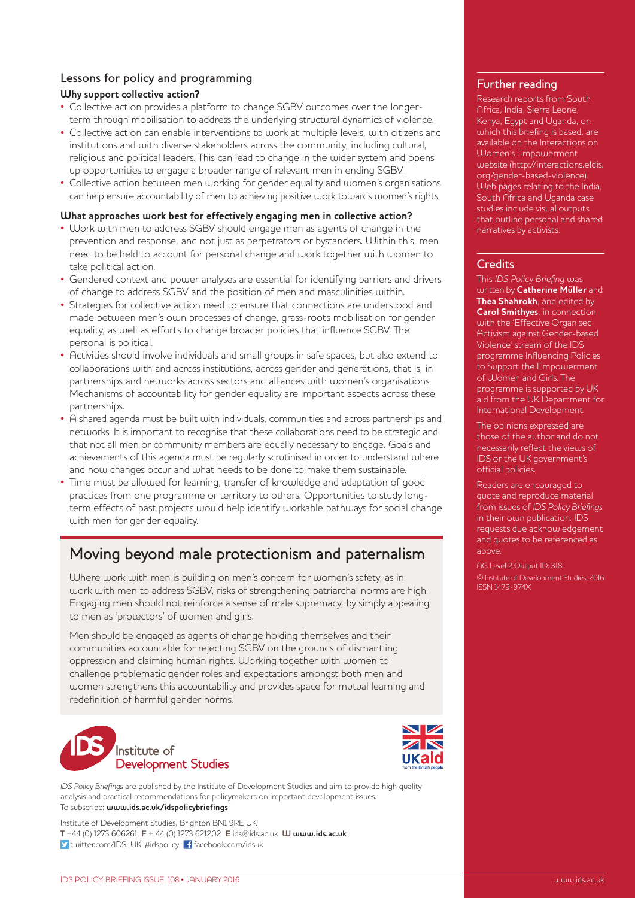## Lessons for policy and programming

**Why support collective action?**

- Collective action provides a platform to change SGBV outcomes over the longer-term through mobilisation to address the underlying structural dynamics of violence.
- Collective action can enable interventions to work at multiple levels, with citizens and institutions and with diverse stakeholders across the community, including cultural, religious and political leaders. This can lead to change in the wider system and opens up opportunities to engage a broader range of relevant men in ending SGBV.
- Collective action between men working for gender equality and women's organisations can help ensure accountability of men to achieving positive work towards women's rights.

**What approaches work best for effectively engaging men in collective action?**

- Work with men to address SGBV should engage men as agents of change in the prevention and response, and not just as perpetrators or bystanders. Within this, men need to be held to account for personal change and work together with women to take political action.
- Gendered context and power analyses are essential for identifying barriers and drivers of change to address SGBV and the position of men and masculinities within.
- Strategies for collective action need to ensure that connections are understood and made between men's own processes of change, grass-roots mobilisation for gender equality, as well as efforts to change broader policies that influence SGBV. The personal is political.
- Activities should involve individuals and small groups in safe spaces, but also extend to collaborations with and across institutions, across gender and generations, that is, in partnerships and networks across sectors and alliances with women's organisations. Mechanisms of accountability for gender equality are important aspects across these partnerships.
- A shared agenda must be built with individuals, communities and across partnerships and networks. It is important to recognise that these collaborations need to be strategic and that not all men or community members are equally necessary to engage. Goals and achievements of this agenda must be regularly scrutinised in order to understand where and how changes occur and what needs to be done to make them sustainable.
- Time must be allowed for learning, transfer of knowledge and adaptation of good practices from one programme or territory to others. Opportunities to study long-term effects of past projects would help identify workable pathways for social change with men for gender equality.

## Moving beyond male protectionism and paternalism

Where work with men is building on men's concern for women's safety, as in work with men to address SGBV, risks of strengthening patriarchal norms are high. Engaging men should not reinforce a sense of male supremacy, by simply appealing to men as 'protectors' of women and girls.

Men should be engaged as agents of change holding themselves and their communities accountable for rejecting SGBV on the grounds of dismantling oppression and claiming human rights. Working together with women to challenge problematic gender roles and expectations amongst both men and women strengthens this accountability and provides space for mutual learning and redefinition of harmful gender norms.

IDS Institute of Development Studies

UKaid from the British people

*IDS Policy Briefings* are published by the Institute of Development Studies and aim to provide high quality analysis and practical recommendations for policymakers on important development issues.
To subscribe: **www.ids.ac.uk/idspolicybriefings**

Institute of Development Studies, Brighton BN1 9RE UK
**T** +44 (0) 1273 606261 **F** + 44 (0) 1273 621202 **E** ids@ids.ac.uk **W** **www.ids.ac.uk**
twitter.com/IDS_UK #idspolicy facebook.com/idsuk

## Further reading

Research reports from South Africa, India, Sierra Leone, Kenya, Egypt and Uganda, on which this briefing is based, are available on the Interactions on Women's Empowerment website (http://interactions.eldis.org/gender-based-violence). Web pages relating to the India, South Africa and Uganda case studies include visual outputs that outline personal and shared narratives by activists.

## Credits

This *IDS Policy Briefing* was written by **Catherine Müller** and **Thea Shahrokh**, and edited by **Carol Smithyes**, in connection with the 'Effective Organised Activism against Gender-based Violence' stream of the IDS programme Influencing Policies to Support the Empowerment of Women and Girls. The programme is supported by UK aid from the UK Department for International Development.

The opinions expressed are those of the author and do not necessarily reflect the views of IDS or the UK government's official policies.

Readers are encouraged to quote and reproduce material from issues of *IDS Policy Briefings* in their own publication. IDS requests due acknowledgement and quotes to be referenced as above.

AG Level 2 Output ID: 318
© Institute of Development Studies, 2016
ISSN 1479-974X